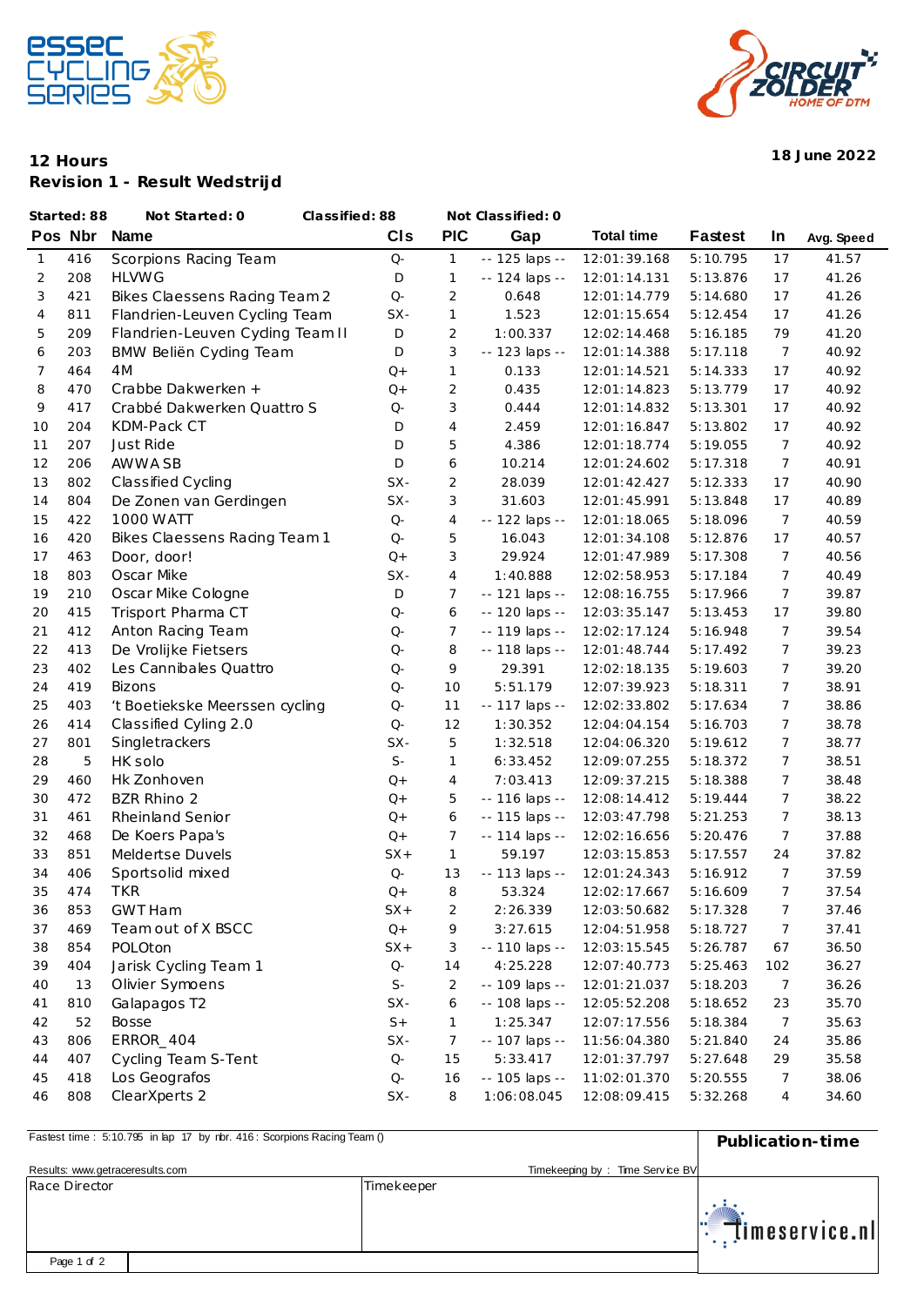**12 Hours**

**18 June 2022**

**Revision 1 - Result Wedstrijd**

**Started: 88** **Not Started: 0** **Classified: 88** **Not Classified: 0**

| Pos | Nbr | Name | Cls | PIC | Gap | Total time | Fastest | In | Avg. Speed |
|---|---|---|---|---|---|---|---|---|---|
| 1 | 416 | Scorpions Racing Team | Q- | 1 | -- 125 laps -- | 12:01:39.168 | 5:10.795 | 17 | 41.57 |
| 2 | 208 | HLVWG | D | 1 | -- 124 laps -- | 12:01:14.131 | 5:13.876 | 17 | 41.26 |
| 3 | 421 | Bikes Claessens Racing Team 2 | Q- | 2 | 0.648 | 12:01:14.779 | 5:14.680 | 17 | 41.26 |
| 4 | 811 | Flandrien-Leuven Cycling Team | SX- | 1 | 1.523 | 12:01:15.654 | 5:12.454 | 17 | 41.26 |
| 5 | 209 | Flandrien-Leuven Cycling Team II | D | 2 | 1:00.337 | 12:02:14.468 | 5:16.185 | 79 | 41.20 |
| 6 | 203 | BMW Beliën Cycling Team | D | 3 | -- 123 laps -- | 12:01:14.388 | 5:17.118 | 7 | 40.92 |
| 7 | 464 | 4M | Q+ | 1 | 0.133 | 12:01:14.521 | 5:14.333 | 17 | 40.92 |
| 8 | 470 | Crabbe Dakwerken + | Q+ | 2 | 0.435 | 12:01:14.823 | 5:13.779 | 17 | 40.92 |
| 9 | 417 | Crabbé Dakwerken Quattro S | Q- | 3 | 0.444 | 12:01:14.832 | 5:13.301 | 17 | 40.92 |
| 10 | 204 | KDM-Pack CT | D | 4 | 2.459 | 12:01:16.847 | 5:13.802 | 17 | 40.92 |
| 11 | 207 | Just Ride | D | 5 | 4.386 | 12:01:18.774 | 5:19.055 | 7 | 40.92 |
| 12 | 206 | AWWA SB | D | 6 | 10.214 | 12:01:24.602 | 5:17.318 | 7 | 40.91 |
| 13 | 802 | Classified Cycling | SX- | 2 | 28.039 | 12:01:42.427 | 5:12.333 | 17 | 40.90 |
| 14 | 804 | De Zonen van Gerdingen | SX- | 3 | 31.603 | 12:01:45.991 | 5:13.848 | 17 | 40.89 |
| 15 | 422 | 1000 WATT | Q- | 4 | -- 122 laps -- | 12:01:18.065 | 5:18.096 | 7 | 40.59 |
| 16 | 420 | Bikes Claessens Racing Team 1 | Q- | 5 | 16.043 | 12:01:34.108 | 5:12.876 | 17 | 40.57 |
| 17 | 463 | Door, door! | Q+ | 3 | 29.924 | 12:01:47.989 | 5:17.308 | 7 | 40.56 |
| 18 | 803 | Oscar Mike | SX- | 4 | 1:40.888 | 12:02:58.953 | 5:17.184 | 7 | 40.49 |
| 19 | 210 | Oscar Mike Cologne | D | 7 | -- 121 laps -- | 12:08:16.755 | 5:17.966 | 7 | 39.87 |
| 20 | 415 | Trisport Pharma CT | Q- | 6 | -- 120 laps -- | 12:03:35.147 | 5:13.453 | 17 | 39.80 |
| 21 | 412 | Anton Racing Team | Q- | 7 | -- 119 laps -- | 12:02:17.124 | 5:16.948 | 7 | 39.54 |
| 22 | 413 | De Vrolijke Fietsers | Q- | 8 | -- 118 laps -- | 12:01:48.744 | 5:17.492 | 7 | 39.23 |
| 23 | 402 | Les Cannibales Quattro | Q- | 9 | 29.391 | 12:02:18.135 | 5:19.603 | 7 | 39.20 |
| 24 | 419 | Bizons | Q- | 10 | 5:51.179 | 12:07:39.923 | 5:18.311 | 7 | 38.91 |
| 25 | 403 | 't Boetiekske Meerssen cycling | Q- | 11 | -- 117 laps -- | 12:02:33.802 | 5:17.634 | 7 | 38.86 |
| 26 | 414 | Classified Cyling 2.0 | Q- | 12 | 1:30.352 | 12:04:04.154 | 5:16.703 | 7 | 38.78 |
| 27 | 801 | Singletrackers | SX- | 5 | 1:32.518 | 12:04:06.320 | 5:19.612 | 7 | 38.77 |
| 28 | 5 | HK solo | S- | 1 | 6:33.452 | 12:09:07.255 | 5:18.372 | 7 | 38.51 |
| 29 | 460 | Hk Zonhoven | Q+ | 4 | 7:03.413 | 12:09:37.215 | 5:18.388 | 7 | 38.48 |
| 30 | 472 | BZR Rhino 2 | Q+ | 5 | -- 116 laps -- | 12:08:14.412 | 5:19.444 | 7 | 38.22 |
| 31 | 461 | Rheinland Senior | Q+ | 6 | -- 115 laps -- | 12:03:47.798 | 5:21.253 | 7 | 38.13 |
| 32 | 468 | De Koers Papa's | Q+ | 7 | -- 114 laps -- | 12:02:16.656 | 5:20.476 | 7 | 37.88 |
| 33 | 851 | Meldertse Duvels | SX+ | 1 | 59.197 | 12:03:15.853 | 5:17.557 | 24 | 37.82 |
| 34 | 406 | Sportsolid mixed | Q- | 13 | -- 113 laps -- | 12:01:24.343 | 5:16.912 | 7 | 37.59 |
| 35 | 474 | TKR | Q+ | 8 | 53.324 | 12:02:17.667 | 5:16.609 | 7 | 37.54 |
| 36 | 853 | GWT Ham | SX+ | 2 | 2:26.339 | 12:03:50.682 | 5:17.328 | 7 | 37.46 |
| 37 | 469 | Team out of X BSCC | Q+ | 9 | 3:27.615 | 12:04:51.958 | 5:18.727 | 7 | 37.41 |
| 38 | 854 | POLOton | SX+ | 3 | -- 110 laps -- | 12:03:15.545 | 5:26.787 | 67 | 36.50 |
| 39 | 404 | Jarisk Cycling Team 1 | Q- | 14 | 4:25.228 | 12:07:40.773 | 5:25.463 | 102 | 36.27 |
| 40 | 13 | Olivier Symoens | S- | 2 | -- 109 laps -- | 12:01:21.037 | 5:18.203 | 7 | 36.26 |
| 41 | 810 | Galapagos T2 | SX- | 6 | -- 108 laps -- | 12:05:52.208 | 5:18.652 | 23 | 35.70 |
| 42 | 52 | Bosse | S+ | 1 | 1:25.347 | 12:07:17.556 | 5:18.384 | 7 | 35.63 |
| 43 | 806 | ERROR_404 | SX- | 7 | -- 107 laps -- | 11:56:04.380 | 5:21.840 | 24 | 35.86 |
| 44 | 407 | Cycling Team S-Tent | Q- | 15 | 5:33.417 | 12:01:37.797 | 5:27.648 | 29 | 35.58 |
| 45 | 418 | Los Geografos | Q- | 16 | -- 105 laps -- | 11:02:01.370 | 5:20.555 | 7 | 38.06 |
| 46 | 808 | ClearXperts 2 | SX- | 8 | 1:06:08.045 | 12:08:09.415 | 5:32.268 | 4 | 34.60 |

Fastest time : 5:10.795 in lap 17 by nbr. 416 : Scorpions Racing Team ()

**Publication-time**

Results: www.getraceresults.com

Timekeeping by : Time Service BV

| Race Director | Timekeeper |
|---|---|
| | |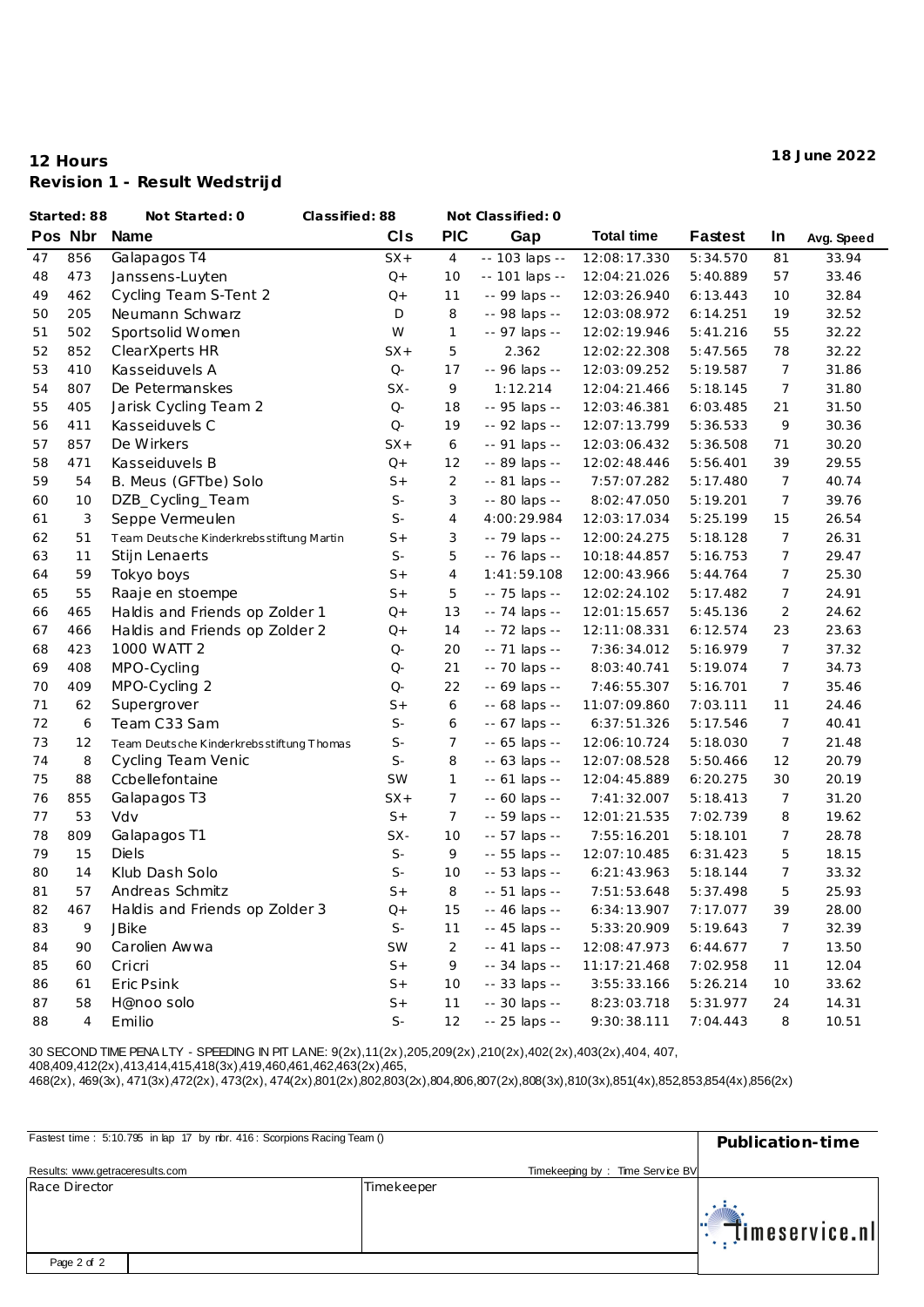**12 Hours**

**18 June 2022**

**Revision 1 - Result Wedstrijd**

**Started: 88** **Not Started: 0** **Classified: 88** **Not Classified: 0**

| Pos | Nbr | Name | Cls | PIC | Gap | Total time | Fastest | In | Avg. Speed |
|---|---|---|---|---|---|---|---|---|---|
| 47 | 856 | Galapagos T4 | SX+ | 4 | -- 103 laps -- | 12:08:17.330 | 5:34.570 | 81 | 33.94 |
| 48 | 473 | Janssens-Luyten | Q+ | 10 | -- 101 laps -- | 12:04:21.026 | 5:40.889 | 57 | 33.46 |
| 49 | 462 | Cycling Team S-Tent 2 | Q+ | 11 | -- 99 laps -- | 12:03:26.940 | 6:13.443 | 10 | 32.84 |
| 50 | 205 | Neumann Schwarz | D | 8 | -- 98 laps -- | 12:03:08.972 | 6:14.251 | 19 | 32.52 |
| 51 | 502 | Sportsolid Women | W | 1 | -- 97 laps -- | 12:02:19.946 | 5:41.216 | 55 | 32.22 |
| 52 | 852 | ClearXperts HR | SX+ | 5 | 2.362 | 12:02:22.308 | 5:47.565 | 78 | 32.22 |
| 53 | 410 | Kasseiduvels A | Q- | 17 | -- 96 laps -- | 12:03:09.252 | 5:19.587 | 7 | 31.86 |
| 54 | 807 | De Petermanskes | SX- | 9 | 1:12.214 | 12:04:21.466 | 5:18.145 | 7 | 31.80 |
| 55 | 405 | Jarisk Cycling Team 2 | Q- | 18 | -- 95 laps -- | 12:03:46.381 | 6:03.485 | 21 | 31.50 |
| 56 | 411 | Kasseiduvels C | Q- | 19 | -- 92 laps -- | 12:07:13.799 | 5:36.533 | 9 | 30.36 |
| 57 | 857 | De Wirkers | SX+ | 6 | -- 91 laps -- | 12:03:06.432 | 5:36.508 | 71 | 30.20 |
| 58 | 471 | Kasseiduvels B | Q+ | 12 | -- 89 laps -- | 12:02:48.446 | 5:56.401 | 39 | 29.55 |
| 59 | 54 | B. Meus (GFTbe) Solo | S+ | 2 | -- 81 laps -- | 7:57:07.282 | 5:17.480 | 7 | 40.74 |
| 60 | 10 | DZB_Cycling_Team | S- | 3 | -- 80 laps -- | 8:02:47.050 | 5:19.201 | 7 | 39.76 |
| 61 | 3 | Seppe Vermeulen | S- | 4 | 4:00:29.984 | 12:03:17.034 | 5:25.199 | 15 | 26.54 |
| 62 | 51 | Team Deutsche Kinderkrebsstiftung Martin | S+ | 3 | -- 79 laps -- | 12:00:24.275 | 5:18.128 | 7 | 26.31 |
| 63 | 11 | Stijn Lenaerts | S- | 5 | -- 76 laps -- | 10:18:44.857 | 5:16.753 | 7 | 29.47 |
| 64 | 59 | Tokyo boys | S+ | 4 | 1:41:59.108 | 12:00:43.966 | 5:44.764 | 7 | 25.30 |
| 65 | 55 | Raaje en stoempe | S+ | 5 | -- 75 laps -- | 12:02:24.102 | 5:17.482 | 7 | 24.91 |
| 66 | 465 | Haldis and Friends op Zolder 1 | Q+ | 13 | -- 74 laps -- | 12:01:15.657 | 5:45.136 | 2 | 24.62 |
| 67 | 466 | Haldis and Friends op Zolder 2 | Q+ | 14 | -- 72 laps -- | 12:11:08.331 | 6:12.574 | 23 | 23.63 |
| 68 | 423 | 1000 WATT 2 | Q- | 20 | -- 71 laps -- | 7:36:34.012 | 5:16.979 | 7 | 37.32 |
| 69 | 408 | MPO-Cycling | Q- | 21 | -- 70 laps -- | 8:03:40.741 | 5:19.074 | 7 | 34.73 |
| 70 | 409 | MPO-Cycling 2 | Q- | 22 | -- 69 laps -- | 7:46:55.307 | 5:16.701 | 7 | 35.46 |
| 71 | 62 | Supergrover | S+ | 6 | -- 68 laps -- | 11:07:09.860 | 7:03.111 | 11 | 24.46 |
| 72 | 6 | Team C33 Sam | S- | 6 | -- 67 laps -- | 6:37:51.326 | 5:17.546 | 7 | 40.41 |
| 73 | 12 | Team Deutsche Kinderkrebsstiftung Thomas | S- | 7 | -- 65 laps -- | 12:06:10.724 | 5:18.030 | 7 | 21.48 |
| 74 | 8 | Cycling Team Venic | S- | 8 | -- 63 laps -- | 12:07:08.528 | 5:50.466 | 12 | 20.79 |
| 75 | 88 | Ccbellefontaine | SW | 1 | -- 61 laps -- | 12:04:45.889 | 6:20.275 | 30 | 20.19 |
| 76 | 855 | Galapagos T3 | SX+ | 7 | -- 60 laps -- | 7:41:32.007 | 5:18.413 | 7 | 31.20 |
| 77 | 53 | Vdv | S+ | 7 | -- 59 laps -- | 12:01:21.535 | 7:02.739 | 8 | 19.62 |
| 78 | 809 | Galapagos T1 | SX- | 10 | -- 57 laps -- | 7:55:16.201 | 5:18.101 | 7 | 28.78 |
| 79 | 15 | Diels | S- | 9 | -- 55 laps -- | 12:07:10.485 | 6:31.423 | 5 | 18.15 |
| 80 | 14 | Klub Dash Solo | S- | 10 | -- 53 laps -- | 6:21:43.963 | 5:18.144 | 7 | 33.32 |
| 81 | 57 | Andreas Schmitz | S+ | 8 | -- 51 laps -- | 7:51:53.648 | 5:37.498 | 5 | 25.93 |
| 82 | 467 | Haldis and Friends op Zolder 3 | Q+ | 15 | -- 46 laps -- | 6:34:13.907 | 7:17.077 | 39 | 28.00 |
| 83 | 9 | JBike | S- | 11 | -- 45 laps -- | 5:33:20.909 | 5:19.643 | 7 | 32.39 |
| 84 | 90 | Carolien Awwa | SW | 2 | -- 41 laps -- | 12:08:47.973 | 6:44.677 | 7 | 13.50 |
| 85 | 60 | Cricri | S+ | 9 | -- 34 laps -- | 11:17:21.468 | 7:02.958 | 11 | 12.04 |
| 86 | 61 | Eric Psink | S+ | 10 | -- 33 laps -- | 3:55:33.166 | 5:26.214 | 10 | 33.62 |
| 87 | 58 | H@noo solo | S+ | 11 | -- 30 laps -- | 8:23:03.718 | 5:31.977 | 24 | 14.31 |
| 88 | 4 | Emilio | S- | 12 | -- 25 laps -- | 9:30:38.111 | 7:04.443 | 8 | 10.51 |

30 SECOND TIME PENALTY - SPEEDING IN PIT LANE: 9(2x),11(2x),205,209(2x),210(2x),402(2x),403(2x),404, 407, 408,409,412(2x),413,414,415,418(3x),419,460,461,462,463(2x),465, 468(2x), 469(3x), 471(3x)472(2x), 473(2x), 474(2x),801(2x),802,803(2x),804,806,807(2x),808(3x),810(3x),851(4x),852,853,854(4x),856(2x)

Fastest time : 5:10.795 in lap 17 by nbr. 416 : Scorpions Racing Team ()

**Publication-time**

Results: www.getraceresults.com

Timekeeping by : Time Service BV

Race Director

Timekeeper

timeservice.nl